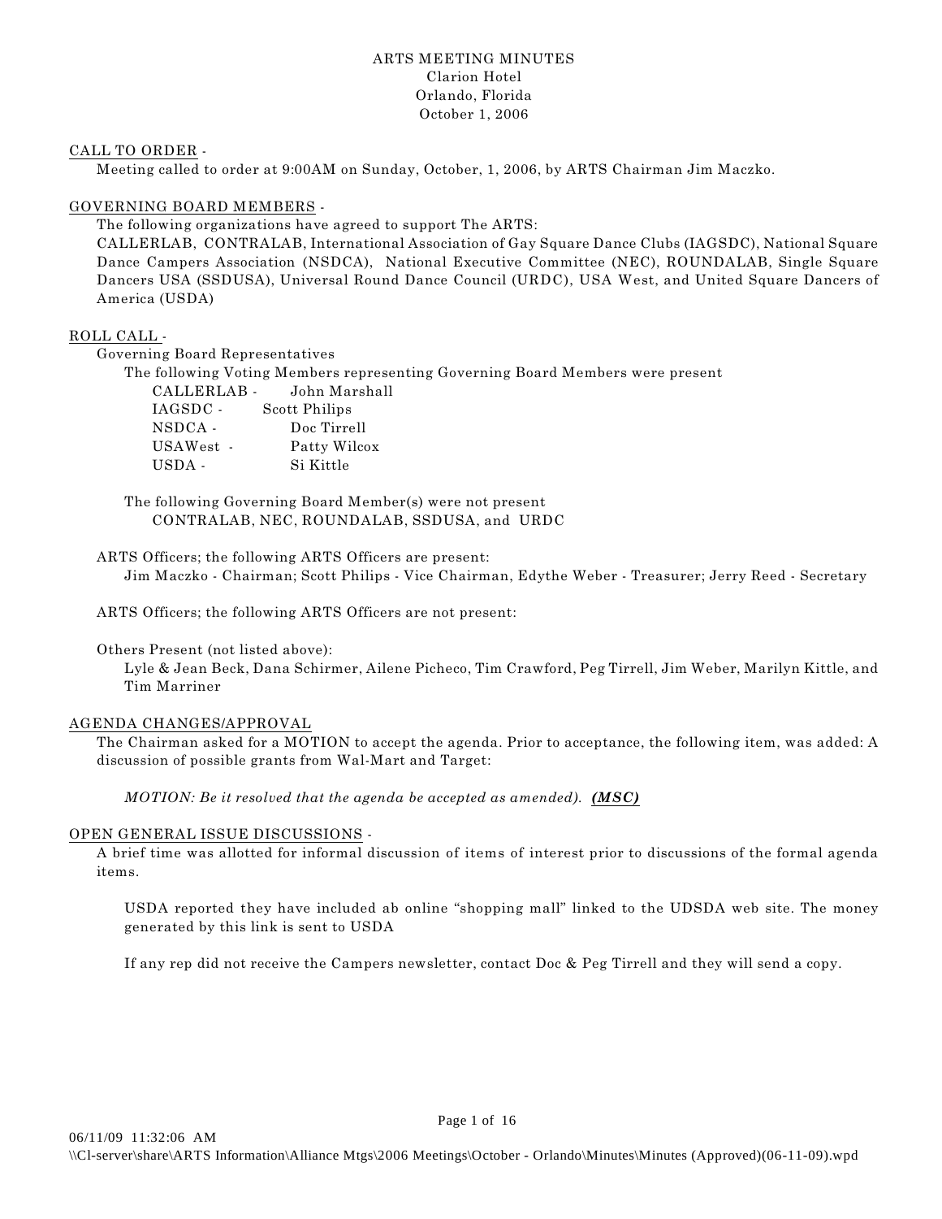ARTS MEETING MINUTES
Clarion Hotel
Orlando, Florida
October 1, 2006

CALL TO ORDER -

Meeting called to order at 9:00AM on Sunday, October, 1, 2006, by ARTS Chairman Jim Maczko.

GOVERNING BOARD MEMBERS -

The following organizations have agreed to support The ARTS:
CALLERLAB, CONTRALAB, International Association of Gay Square Dance Clubs (IAGSDC), National Square Dance Campers Association (NSDCA), National Executive Committee (NEC), ROUNDALAB, Single Square Dancers USA (SSDUSA), Universal Round Dance Council (URDC), USA West, and United Square Dancers of America (USDA)

ROLL CALL -

Governing Board Representatives

The following Voting Members representing Governing Board Members were present

CALLERLAB - John Marshall
IAGSDC - Scott Philips
NSDCA - Doc Tirrell
USAWest - Patty Wilcox
USDA - Si Kittle

The following Governing Board Member(s) were not present
CONTRALAB, NEC, ROUNDALAB, SSDUSA, and URDC

ARTS Officers; the following ARTS Officers are present:
Jim Maczko - Chairman; Scott Philips - Vice Chairman, Edythe Weber - Treasurer; Jerry Reed - Secretary

ARTS Officers; the following ARTS Officers are not present:

Others Present (not listed above):
Lyle & Jean Beck, Dana Schirmer, Ailene Picheco, Tim Crawford, Peg Tirrell, Jim Weber, Marilyn Kittle, and Tim Marriner

AGENDA CHANGES/APPROVAL

The Chairman asked for a MOTION to accept the agenda. Prior to acceptance, the following item, was added: A discussion of possible grants from Wal-Mart and Target:

*MOTION: Be it resolved that the agenda be accepted as amended).* ***(MSC)***

OPEN GENERAL ISSUE DISCUSSIONS -

A brief time was allotted for informal discussion of items of interest prior to discussions of the formal agenda items.

USDA reported they have included ab online "shopping mall" linked to the UDSDA web site. The money generated by this link is sent to USDA

If any rep did not receive the Campers newsletter, contact Doc & Peg Tirrell and they will send a copy.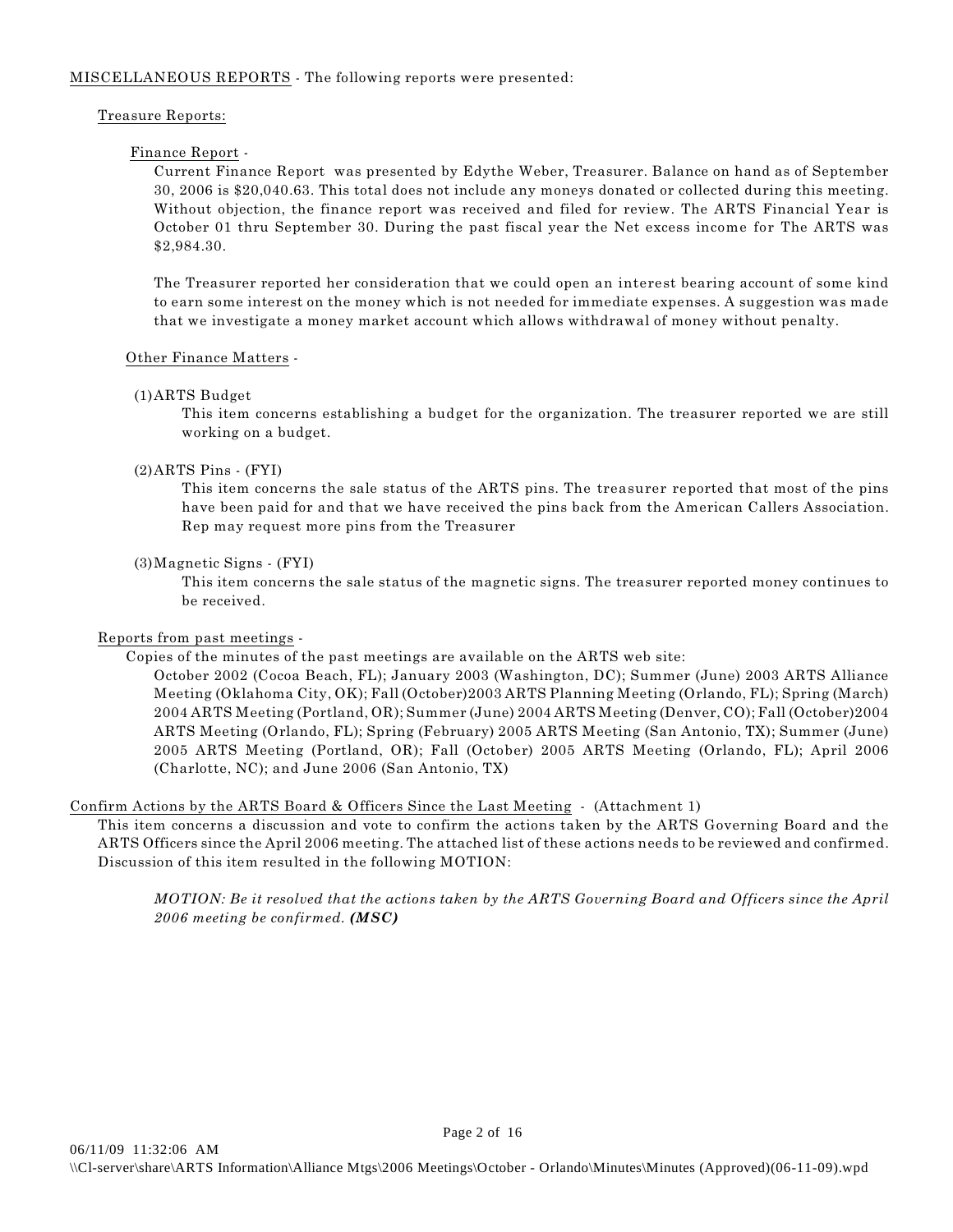MISCELLANEOUS REPORTS - The following reports were presented:

Treasure Reports:

Finance Report -

Current Finance Report was presented by Edythe Weber, Treasurer. Balance on hand as of September 30, 2006 is $20,040.63. This total does not include any moneys donated or collected during this meeting. Without objection, the finance report was received and filed for review. The ARTS Financial Year is October 01 thru September 30. During the past fiscal year the Net excess income for The ARTS was $2,984.30.

The Treasurer reported her consideration that we could open an interest bearing account of some kind to earn some interest on the money which is not needed for immediate expenses. A suggestion was made that we investigate a money market account which allows withdrawal of money without penalty.

Other Finance Matters -

(1) ARTS Budget

This item concerns establishing a budget for the organization. The treasurer reported we are still working on a budget.

(2) ARTS Pins - (FYI)

This item concerns the sale status of the ARTS pins. The treasurer reported that most of the pins have been paid for and that we have received the pins back from the American Callers Association. Rep may request more pins from the Treasurer

(3) Magnetic Signs - (FYI)

This item concerns the sale status of the magnetic signs. The treasurer reported money continues to be received.

Reports from past meetings -

Copies of the minutes of the past meetings are available on the ARTS web site:

October 2002 (Cocoa Beach, FL); January 2003 (Washington, DC); Summer (June) 2003 ARTS Alliance Meeting (Oklahoma City, OK); Fall (October)2003 ARTS Planning Meeting (Orlando, FL); Spring (March) 2004 ARTS Meeting (Portland, OR); Summer (June) 2004 ARTS Meeting (Denver, CO); Fall (October)2004 ARTS Meeting (Orlando, FL); Spring (February) 2005 ARTS Meeting (San Antonio, TX); Summer (June) 2005 ARTS Meeting (Portland, OR); Fall (October) 2005 ARTS Meeting (Orlando, FL); April 2006 (Charlotte, NC); and June 2006 (San Antonio, TX)

Confirm Actions by the ARTS Board & Officers Since the Last Meeting - (Attachment 1)

This item concerns a discussion and vote to confirm the actions taken by the ARTS Governing Board and the ARTS Officers since the April 2006 meeting. The attached list of these actions needs to be reviewed and confirmed. Discussion of this item resulted in the following MOTION:

*MOTION: Be it resolved that the actions taken by the ARTS Governing Board and Officers since the April 2006 meeting be confirmed.* ***(MSC)***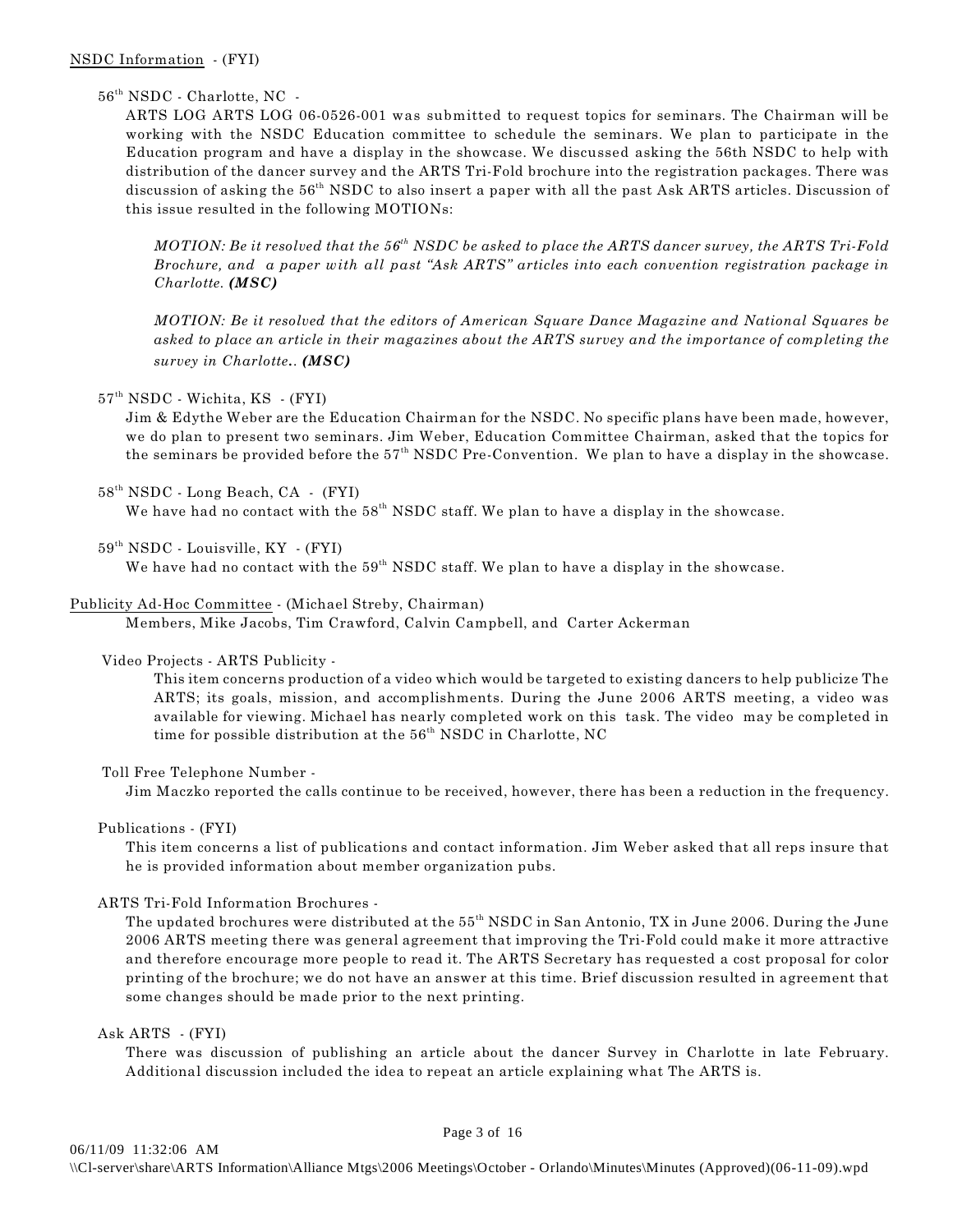NSDC Information - (FYI)

56th NSDC - Charlotte, NC -

ARTS LOG ARTS LOG 06-0526-001 was submitted to request topics for seminars. The Chairman will be working with the NSDC Education committee to schedule the seminars. We plan to participate in the Education program and have a display in the showcase. We discussed asking the 56th NSDC to help with distribution of the dancer survey and the ARTS Tri-Fold brochure into the registration packages. There was discussion of asking the 56th NSDC to also insert a paper with all the past Ask ARTS articles. Discussion of this issue resulted in the following MOTIONs:

*MOTION: Be it resolved that the 56th NSDC be asked to place the ARTS dancer survey, the ARTS Tri-Fold Brochure, and a paper with all past "Ask ARTS" articles into each convention registration package in Charlotte.* ***(MSC)***

*MOTION: Be it resolved that the editors of American Square Dance Magazine and National Squares be asked to place an article in their magazines about the ARTS survey and the importance of completing the survey in Charlotte..* ***(MSC)***

57th NSDC - Wichita, KS - (FYI)

Jim & Edythe Weber are the Education Chairman for the NSDC. No specific plans have been made, however, we do plan to present two seminars. Jim Weber, Education Committee Chairman, asked that the topics for the seminars be provided before the 57th NSDC Pre-Convention. We plan to have a display in the showcase.

58th NSDC - Long Beach, CA - (FYI)

We have had no contact with the 58th NSDC staff. We plan to have a display in the showcase.

59th NSDC - Louisville, KY - (FYI)

We have had no contact with the 59th NSDC staff. We plan to have a display in the showcase.

Publicity Ad-Hoc Committee - (Michael Streby, Chairman)

Members, Mike Jacobs, Tim Crawford, Calvin Campbell, and Carter Ackerman

Video Projects - ARTS Publicity -

This item concerns production of a video which would be targeted to existing dancers to help publicize The ARTS; its goals, mission, and accomplishments. During the June 2006 ARTS meeting, a video was available for viewing. Michael has nearly completed work on this task. The video may be completed in time for possible distribution at the 56th NSDC in Charlotte, NC

Toll Free Telephone Number -

Jim Maczko reported the calls continue to be received, however, there has been a reduction in the frequency.

Publications - (FYI)

This item concerns a list of publications and contact information. Jim Weber asked that all reps insure that he is provided information about member organization pubs.

ARTS Tri-Fold Information Brochures -

The updated brochures were distributed at the 55th NSDC in San Antonio, TX in June 2006. During the June 2006 ARTS meeting there was general agreement that improving the Tri-Fold could make it more attractive and therefore encourage more people to read it. The ARTS Secretary has requested a cost proposal for color printing of the brochure; we do not have an answer at this time. Brief discussion resulted in agreement that some changes should be made prior to the next printing.

Ask ARTS - (FYI)

There was discussion of publishing an article about the dancer Survey in Charlotte in late February. Additional discussion included the idea to repeat an article explaining what The ARTS is.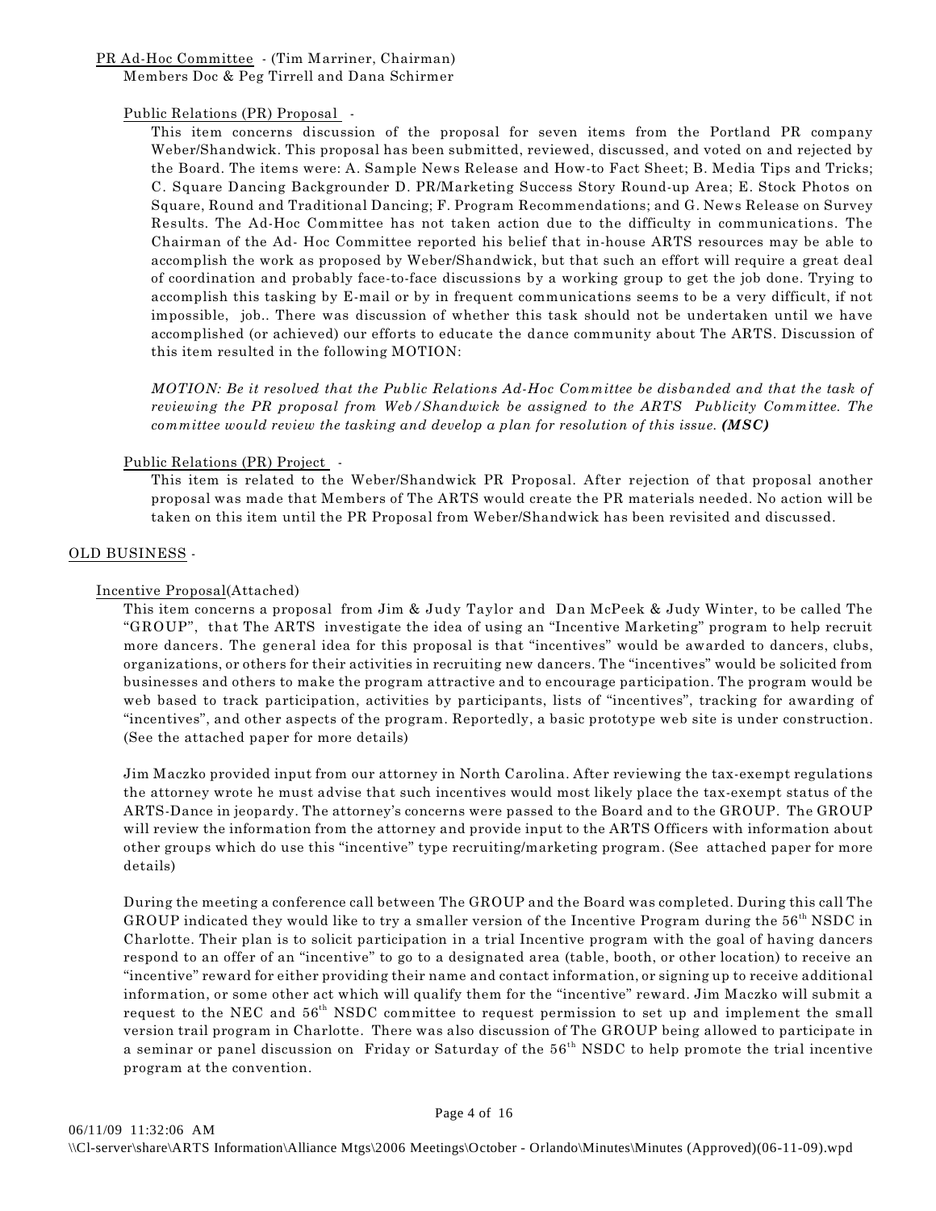<u>PR Ad-Hoc Committee</u> - (Tim Marriner, Chairman)
Members Doc & Peg Tirrell and Dana Schirmer

<u>Public Relations (PR) Proposal</u> -

This item concerns discussion of the proposal for seven items from the Portland PR company Weber/Shandwick. This proposal has been submitted, reviewed, discussed, and voted on and rejected by the Board. The items were: A. Sample News Release and How-to Fact Sheet; B. Media Tips and Tricks; C. Square Dancing Backgrounder D. PR/Marketing Success Story Round-up Area; E. Stock Photos on Square, Round and Traditional Dancing; F. Program Recommendations; and G. News Release on Survey Results. The Ad-Hoc Committee has not taken action due to the difficulty in communications. The Chairman of the Ad- Hoc Committee reported his belief that in-house ARTS resources may be able to accomplish the work as proposed by Weber/Shandwick, but that such an effort will require a great deal of coordination and probably face-to-face discussions by a working group to get the job done. Trying to accomplish this tasking by E-mail or by in frequent communications seems to be a very difficult, if not impossible, job.. There was discussion of whether this task should not be undertaken until we have accomplished (or achieved) our efforts to educate the dance community about The ARTS. Discussion of this item resulted in the following MOTION:

*MOTION: Be it resolved that the Public Relations Ad-Hoc Committee be disbanded and that the task of reviewing the PR proposal from Web/Shandwick be assigned to the ARTS Publicity Committee. The committee would review the tasking and develop a plan for resolution of this issue.* ***(MSC)***

<u>Public Relations (PR) Project</u> -

This item is related to the Weber/Shandwick PR Proposal. After rejection of that proposal another proposal was made that Members of The ARTS would create the PR materials needed. No action will be taken on this item until the PR Proposal from Weber/Shandwick has been revisited and discussed.

## <u>OLD BUSINESS</u> -

<u>Incentive Proposal</u>(Attached)

This item concerns a proposal from Jim & Judy Taylor and Dan McPeek & Judy Winter, to be called The "GROUP", that The ARTS investigate the idea of using an "Incentive Marketing" program to help recruit more dancers. The general idea for this proposal is that "incentives" would be awarded to dancers, clubs, organizations, or others for their activities in recruiting new dancers. The "incentives" would be solicited from businesses and others to make the program attractive and to encourage participation. The program would be web based to track participation, activities by participants, lists of "incentives", tracking for awarding of "incentives", and other aspects of the program. Reportedly, a basic prototype web site is under construction. (See the attached paper for more details)

Jim Maczko provided input from our attorney in North Carolina. After reviewing the tax-exempt regulations the attorney wrote he must advise that such incentives would most likely place the tax-exempt status of the ARTS-Dance in jeopardy. The attorney's concerns were passed to the Board and to the GROUP. The GROUP will review the information from the attorney and provide input to the ARTS Officers with information about other groups which do use this "incentive" type recruiting/marketing program. (See attached paper for more details)

During the meeting a conference call between The GROUP and the Board was completed. During this call The GROUP indicated they would like to try a smaller version of the Incentive Program during the 56th NSDC in Charlotte. Their plan is to solicit participation in a trial Incentive program with the goal of having dancers respond to an offer of an "incentive" to go to a designated area (table, booth, or other location) to receive an "incentive" reward for either providing their name and contact information, or signing up to receive additional information, or some other act which will qualify them for the "incentive" reward. Jim Maczko will submit a request to the NEC and 56th NSDC committee to request permission to set up and implement the small version trail program in Charlotte. There was also discussion of The GROUP being allowed to participate in a seminar or panel discussion on Friday or Saturday of the 56th NSDC to help promote the trial incentive program at the convention.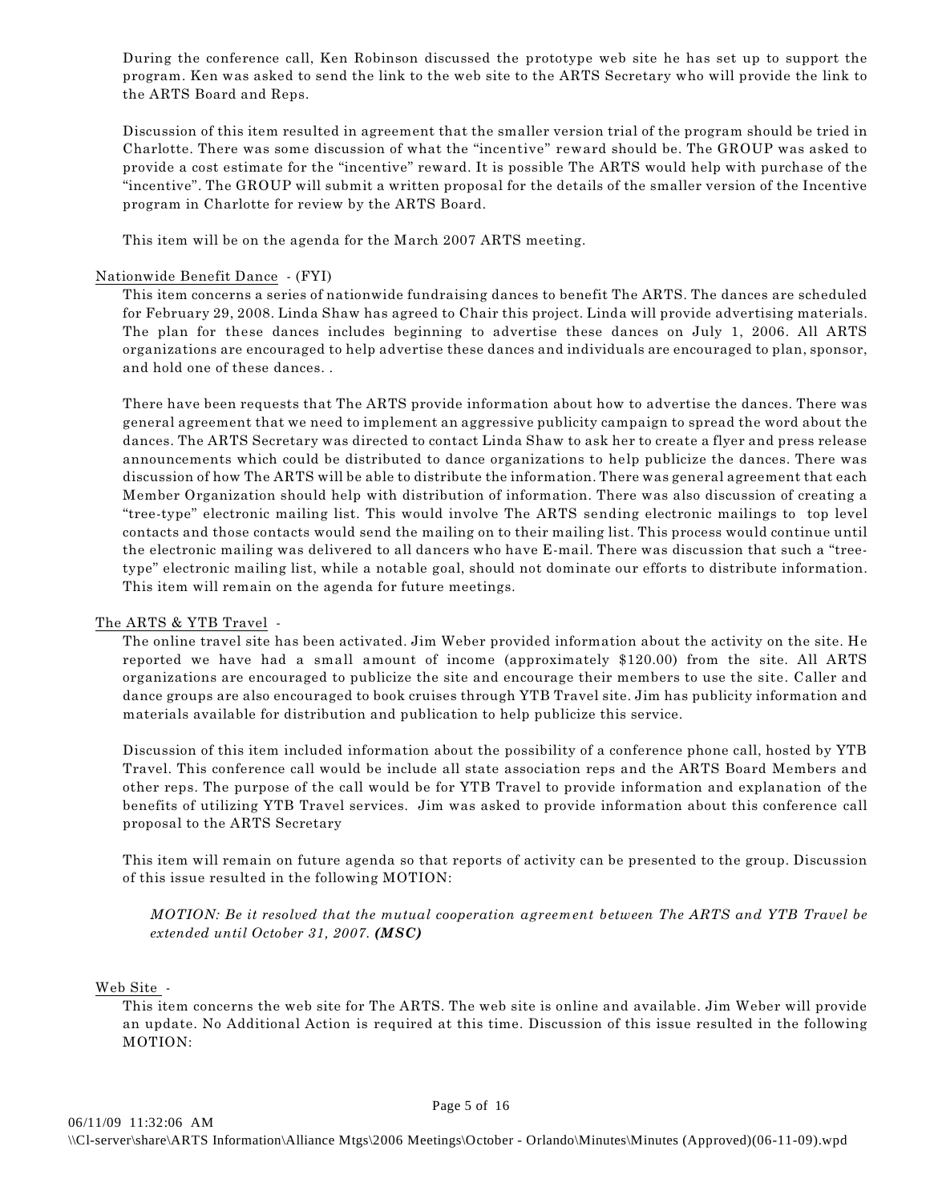During the conference call, Ken Robinson discussed the prototype web site he has set up to support the program. Ken was asked to send the link to the web site to the ARTS Secretary who will provide the link to the ARTS Board and Reps.

Discussion of this item resulted in agreement that the smaller version trial of the program should be tried in Charlotte. There was some discussion of what the "incentive" reward should be. The GROUP was asked to provide a cost estimate for the "incentive" reward. It is possible The ARTS would help with purchase of the "incentive". The GROUP will submit a written proposal for the details of the smaller version of the Incentive program in Charlotte for review by the ARTS Board.

This item will be on the agenda for the March 2007 ARTS meeting.

Nationwide Benefit Dance - (FYI)

This item concerns a series of nationwide fundraising dances to benefit The ARTS. The dances are scheduled for February 29, 2008. Linda Shaw has agreed to Chair this project. Linda will provide advertising materials. The plan for these dances includes beginning to advertise these dances on July 1, 2006. All ARTS organizations are encouraged to help advertise these dances and individuals are encouraged to plan, sponsor, and hold one of these dances. .

There have been requests that The ARTS provide information about how to advertise the dances. There was general agreement that we need to implement an aggressive publicity campaign to spread the word about the dances. The ARTS Secretary was directed to contact Linda Shaw to ask her to create a flyer and press release announcements which could be distributed to dance organizations to help publicize the dances. There was discussion of how The ARTS will be able to distribute the information. There was general agreement that each Member Organization should help with distribution of information. There was also discussion of creating a "tree-type" electronic mailing list. This would involve The ARTS sending electronic mailings to top level contacts and those contacts would send the mailing on to their mailing list. This process would continue until the electronic mailing was delivered to all dancers who have E-mail. There was discussion that such a "tree-type" electronic mailing list, while a notable goal, should not dominate our efforts to distribute information. This item will remain on the agenda for future meetings.

The ARTS & YTB Travel -

The online travel site has been activated. Jim Weber provided information about the activity on the site. He reported we have had a small amount of income (approximately $120.00) from the site. All ARTS organizations are encouraged to publicize the site and encourage their members to use the site. Caller and dance groups are also encouraged to book cruises through YTB Travel site. Jim has publicity information and materials available for distribution and publication to help publicize this service.

Discussion of this item included information about the possibility of a conference phone call, hosted by YTB Travel. This conference call would be include all state association reps and the ARTS Board Members and other reps. The purpose of the call would be for YTB Travel to provide information and explanation of the benefits of utilizing YTB Travel services. Jim was asked to provide information about this conference call proposal to the ARTS Secretary

This item will remain on future agenda so that reports of activity can be presented to the group. Discussion of this issue resulted in the following MOTION:

*MOTION: Be it resolved that the mutual cooperation agreement between The ARTS and YTB Travel be extended until October 31, 2007.* ***(MSC)***

Web Site -

This item concerns the web site for The ARTS. The web site is online and available. Jim Weber will provide an update. No Additional Action is required at this time. Discussion of this issue resulted in the following MOTION:

06/11/09 11:32:06 AM
\\Cl-server\share\ARTS Information\Alliance Mtgs\2006 Meetings\October - Orlando\Minutes\Minutes (Approved)(06-11-09).wpd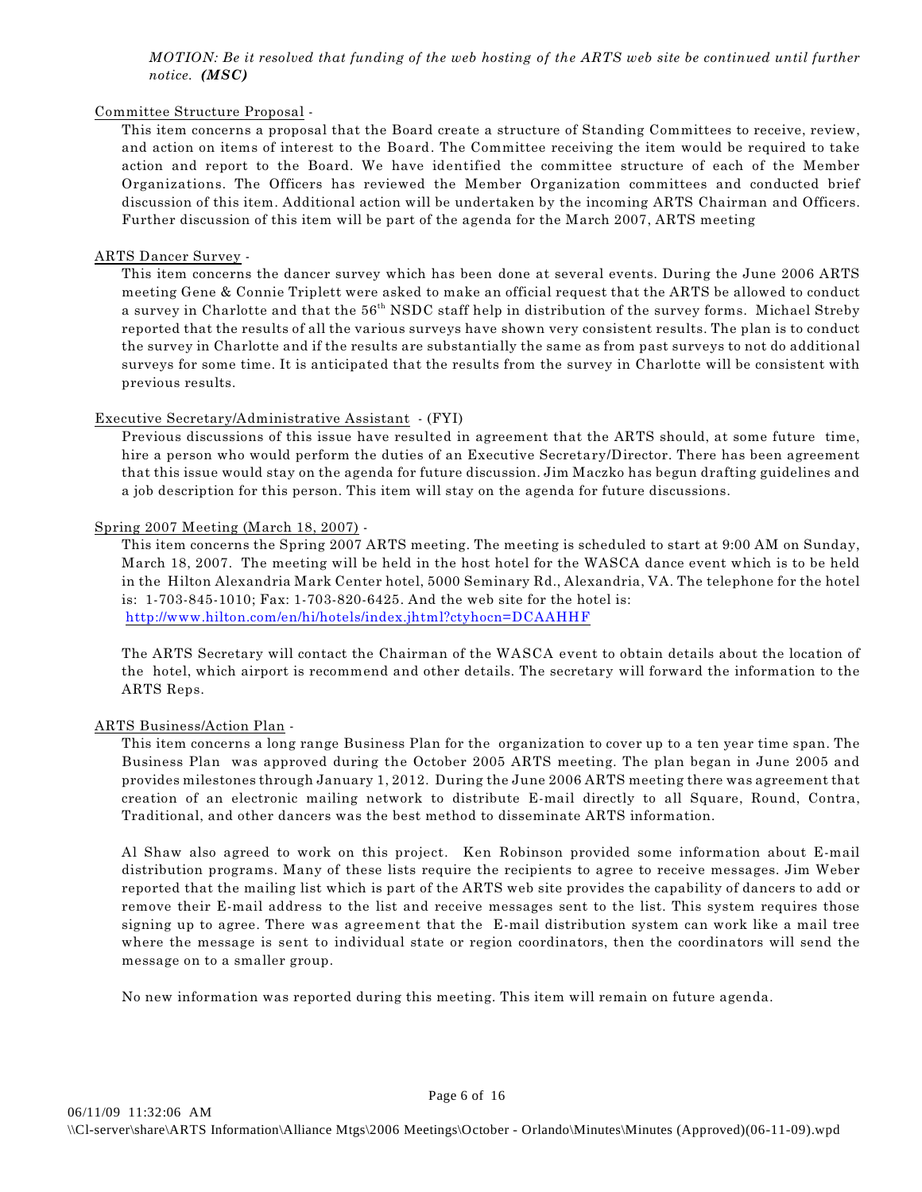*MOTION: Be it resolved that funding of the web hosting of the ARTS web site be continued until further notice.* ***(MSC)***

Committee Structure Proposal -

This item concerns a proposal that the Board create a structure of Standing Committees to receive, review, and action on items of interest to the Board. The Committee receiving the item would be required to take action and report to the Board. We have identified the committee structure of each of the Member Organizations. The Officers has reviewed the Member Organization committees and conducted brief discussion of this item. Additional action will be undertaken by the incoming ARTS Chairman and Officers. Further discussion of this item will be part of the agenda for the March 2007, ARTS meeting

ARTS Dancer Survey -

This item concerns the dancer survey which has been done at several events. During the June 2006 ARTS meeting Gene & Connie Triplett were asked to make an official request that the ARTS be allowed to conduct a survey in Charlotte and that the 56th NSDC staff help in distribution of the survey forms. Michael Streby reported that the results of all the various surveys have shown very consistent results. The plan is to conduct the survey in Charlotte and if the results are substantially the same as from past surveys to not do additional surveys for some time. It is anticipated that the results from the survey in Charlotte will be consistent with previous results.

Executive Secretary/Administrative Assistant - (FYI)

Previous discussions of this issue have resulted in agreement that the ARTS should, at some future time, hire a person who would perform the duties of an Executive Secretary/Director. There has been agreement that this issue would stay on the agenda for future discussion. Jim Maczko has begun drafting guidelines and a job description for this person. This item will stay on the agenda for future discussions.

Spring 2007 Meeting (March 18, 2007) -

This item concerns the Spring 2007 ARTS meeting. The meeting is scheduled to start at 9:00 AM on Sunday, March 18, 2007. The meeting will be held in the host hotel for the WASCA dance event which is to be held in the Hilton Alexandria Mark Center hotel, 5000 Seminary Rd., Alexandria, VA. The telephone for the hotel is: 1-703-845-1010; Fax: 1-703-820-6425. And the web site for the hotel is: http://www.hilton.com/en/hi/hotels/index.jhtml?ctyhocn=DCAAHHF

The ARTS Secretary will contact the Chairman of the WASCA event to obtain details about the location of the hotel, which airport is recommend and other details. The secretary will forward the information to the ARTS Reps.

ARTS Business/Action Plan -

This item concerns a long range Business Plan for the organization to cover up to a ten year time span. The Business Plan was approved during the October 2005 ARTS meeting. The plan began in June 2005 and provides milestones through January 1, 2012. During the June 2006 ARTS meeting there was agreement that creation of an electronic mailing network to distribute E-mail directly to all Square, Round, Contra, Traditional, and other dancers was the best method to disseminate ARTS information.

Al Shaw also agreed to work on this project. Ken Robinson provided some information about E-mail distribution programs. Many of these lists require the recipients to agree to receive messages. Jim Weber reported that the mailing list which is part of the ARTS web site provides the capability of dancers to add or remove their E-mail address to the list and receive messages sent to the list. This system requires those signing up to agree. There was agreement that the E-mail distribution system can work like a mail tree where the message is sent to individual state or region coordinators, then the coordinators will send the message on to a smaller group.

No new information was reported during this meeting. This item will remain on future agenda.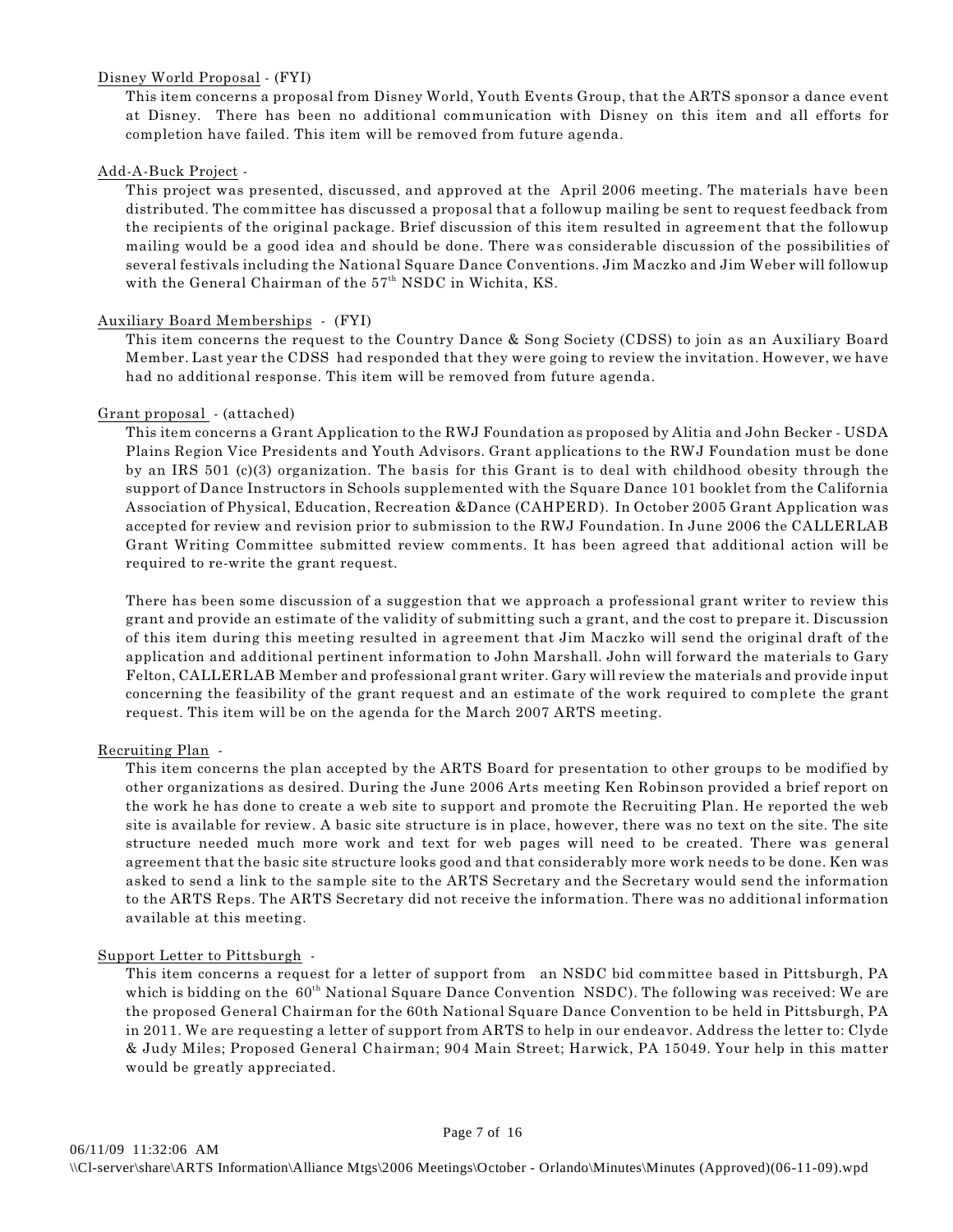Disney World Proposal - (FYI)

This item concerns a proposal from Disney World, Youth Events Group, that the ARTS sponsor a dance event at Disney. There has been no additional communication with Disney on this item and all efforts for completion have failed. This item will be removed from future agenda.

Add-A-Buck Project -

This project was presented, discussed, and approved at the April 2006 meeting. The materials have been distributed. The committee has discussed a proposal that a followup mailing be sent to request feedback from the recipients of the original package. Brief discussion of this item resulted in agreement that the followup mailing would be a good idea and should be done. There was considerable discussion of the possibilities of several festivals including the National Square Dance Conventions. Jim Maczko and Jim Weber will followup with the General Chairman of the 57th NSDC in Wichita, KS.

Auxiliary Board Memberships - (FYI)

This item concerns the request to the Country Dance & Song Society (CDSS) to join as an Auxiliary Board Member. Last year the CDSS had responded that they were going to review the invitation. However, we have had no additional response. This item will be removed from future agenda.

Grant proposal - (attached)

This item concerns a Grant Application to the RWJ Foundation as proposed by Alitia and John Becker - USDA Plains Region Vice Presidents and Youth Advisors. Grant applications to the RWJ Foundation must be done by an IRS 501 (c)(3) organization. The basis for this Grant is to deal with childhood obesity through the support of Dance Instructors in Schools supplemented with the Square Dance 101 booklet from the California Association of Physical, Education, Recreation &Dance (CAHPERD). In October 2005 Grant Application was accepted for review and revision prior to submission to the RWJ Foundation. In June 2006 the CALLERLAB Grant Writing Committee submitted review comments. It has been agreed that additional action will be required to re-write the grant request.

There has been some discussion of a suggestion that we approach a professional grant writer to review this grant and provide an estimate of the validity of submitting such a grant, and the cost to prepare it. Discussion of this item during this meeting resulted in agreement that Jim Maczko will send the original draft of the application and additional pertinent information to John Marshall. John will forward the materials to Gary Felton, CALLERLAB Member and professional grant writer. Gary will review the materials and provide input concerning the feasibility of the grant request and an estimate of the work required to complete the grant request. This item will be on the agenda for the March 2007 ARTS meeting.

Recruiting Plan -

This item concerns the plan accepted by the ARTS Board for presentation to other groups to be modified by other organizations as desired. During the June 2006 Arts meeting Ken Robinson provided a brief report on the work he has done to create a web site to support and promote the Recruiting Plan. He reported the web site is available for review. A basic site structure is in place, however, there was no text on the site. The site structure needed much more work and text for web pages will need to be created. There was general agreement that the basic site structure looks good and that considerably more work needs to be done. Ken was asked to send a link to the sample site to the ARTS Secretary and the Secretary would send the information to the ARTS Reps. The ARTS Secretary did not receive the information. There was no additional information available at this meeting.

Support Letter to Pittsburgh -

This item concerns a request for a letter of support from an NSDC bid committee based in Pittsburgh, PA which is bidding on the 60th National Square Dance Convention NSDC). The following was received: We are the proposed General Chairman for the 60th National Square Dance Convention to be held in Pittsburgh, PA in 2011. We are requesting a letter of support from ARTS to help in our endeavor. Address the letter to: Clyde & Judy Miles; Proposed General Chairman; 904 Main Street; Harwick, PA 15049. Your help in this matter would be greatly appreciated.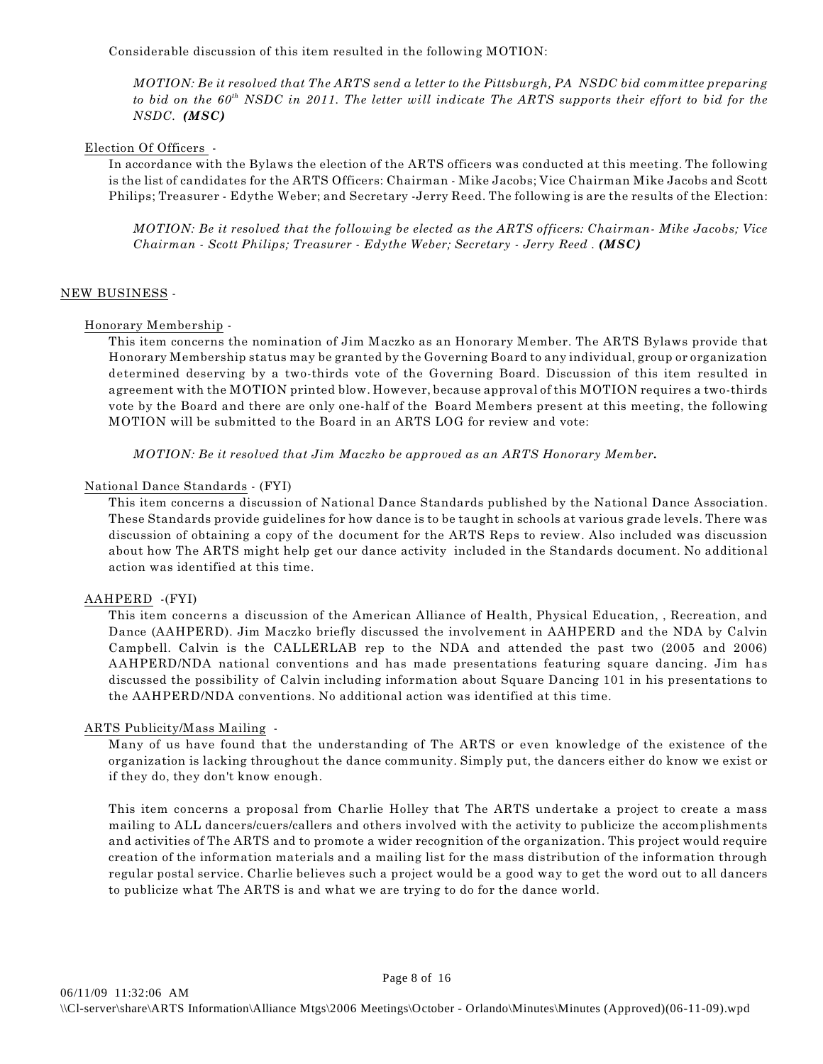Considerable discussion of this item resulted in the following MOTION:

> *MOTION: Be it resolved that The ARTS send a letter to the Pittsburgh, PA NSDC bid committee preparing to bid on the 60th NSDC in 2011. The letter will indicate The ARTS supports their effort to bid for the NSDC.* ***(MSC)***

Election Of Officers -

In accordance with the Bylaws the election of the ARTS officers was conducted at this meeting. The following is the list of candidates for the ARTS Officers: Chairman - Mike Jacobs; Vice Chairman Mike Jacobs and Scott Philips; Treasurer - Edythe Weber; and Secretary -Jerry Reed. The following is are the results of the Election:

> *MOTION: Be it resolved that the following be elected as the ARTS officers: Chairman- Mike Jacobs; Vice Chairman - Scott Philips; Treasurer - Edythe Weber; Secretary - Jerry Reed .* ***(MSC)***

NEW BUSINESS -

Honorary Membership -

This item concerns the nomination of Jim Maczko as an Honorary Member. The ARTS Bylaws provide that Honorary Membership status may be granted by the Governing Board to any individual, group or organization determined deserving by a two-thirds vote of the Governing Board. Discussion of this item resulted in agreement with the MOTION printed blow. However, because approval of this MOTION requires a two-thirds vote by the Board and there are only one-half of the Board Members present at this meeting, the following MOTION will be submitted to the Board in an ARTS LOG for review and vote:

> *MOTION: Be it resolved that Jim Maczko be approved as an ARTS Honorary Member.*

National Dance Standards - (FYI)

This item concerns a discussion of National Dance Standards published by the National Dance Association. These Standards provide guidelines for how dance is to be taught in schools at various grade levels. There was discussion of obtaining a copy of the document for the ARTS Reps to review. Also included was discussion about how The ARTS might help get our dance activity included in the Standards document. No additional action was identified at this time.

AAHPERD -(FYI)

This item concerns a discussion of the American Alliance of Health, Physical Education, , Recreation, and Dance (AAHPERD). Jim Maczko briefly discussed the involvement in AAHPERD and the NDA by Calvin Campbell. Calvin is the CALLERLAB rep to the NDA and attended the past two (2005 and 2006) AAHPERD/NDA national conventions and has made presentations featuring square dancing. Jim has discussed the possibility of Calvin including information about Square Dancing 101 in his presentations to the AAHPERD/NDA conventions. No additional action was identified at this time.

ARTS Publicity/Mass Mailing -

Many of us have found that the understanding of The ARTS or even knowledge of the existence of the organization is lacking throughout the dance community. Simply put, the dancers either do know we exist or if they do, they don't know enough.

This item concerns a proposal from Charlie Holley that The ARTS undertake a project to create a mass mailing to ALL dancers/cuers/callers and others involved with the activity to publicize the accomplishments and activities of The ARTS and to promote a wider recognition of the organization. This project would require creation of the information materials and a mailing list for the mass distribution of the information through regular postal service. Charlie believes such a project would be a good way to get the word out to all dancers to publicize what The ARTS is and what we are trying to do for the dance world.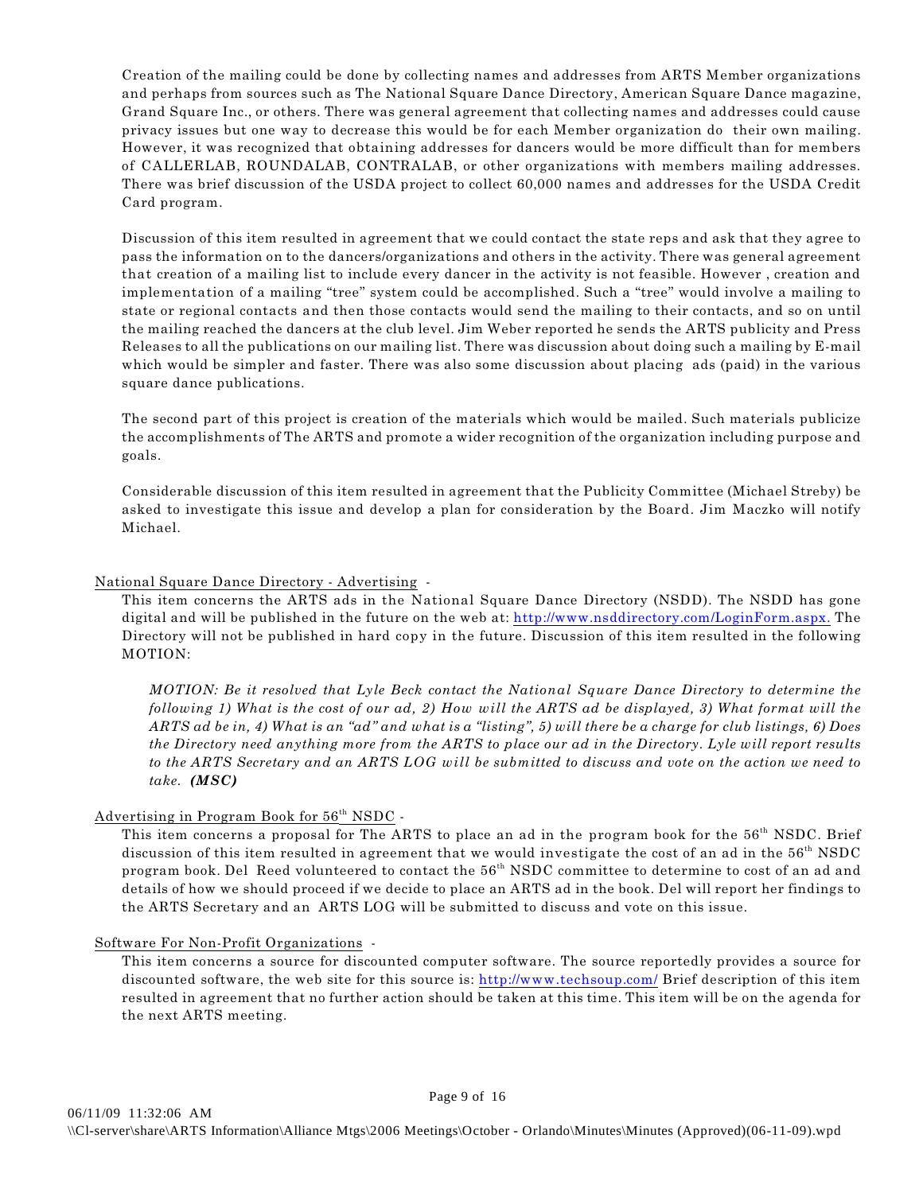Creation of the mailing could be done by collecting names and addresses from ARTS Member organizations and perhaps from sources such as The National Square Dance Directory, American Square Dance magazine, Grand Square Inc., or others. There was general agreement that collecting names and addresses could cause privacy issues but one way to decrease this would be for each Member organization do their own mailing. However, it was recognized that obtaining addresses for dancers would be more difficult than for members of CALLERLAB, ROUNDALAB, CONTRALAB, or other organizations with members mailing addresses. There was brief discussion of the USDA project to collect 60,000 names and addresses for the USDA Credit Card program.

Discussion of this item resulted in agreement that we could contact the state reps and ask that they agree to pass the information on to the dancers/organizations and others in the activity. There was general agreement that creation of a mailing list to include every dancer in the activity is not feasible. However , creation and implementation of a mailing "tree" system could be accomplished. Such a "tree" would involve a mailing to state or regional contacts and then those contacts would send the mailing to their contacts, and so on until the mailing reached the dancers at the club level. Jim Weber reported he sends the ARTS publicity and Press Releases to all the publications on our mailing list. There was discussion about doing such a mailing by E-mail which would be simpler and faster. There was also some discussion about placing ads (paid) in the various square dance publications.

The second part of this project is creation of the materials which would be mailed. Such materials publicize the accomplishments of The ARTS and promote a wider recognition of the organization including purpose and goals.

Considerable discussion of this item resulted in agreement that the Publicity Committee (Michael Streby) be asked to investigate this issue and develop a plan for consideration by the Board. Jim Maczko will notify Michael.

National Square Dance Directory - Advertising -

This item concerns the ARTS ads in the National Square Dance Directory (NSDD). The NSDD has gone digital and will be published in the future on the web at: http://www.nsddirectory.com/LoginForm.aspx. The Directory will not be published in hard copy in the future. Discussion of this item resulted in the following MOTION:

*MOTION: Be it resolved that Lyle Beck contact the National Square Dance Directory to determine the following 1) What is the cost of our ad, 2) How will the ARTS ad be displayed, 3) What format will the ARTS ad be in, 4) What is an "ad" and what is a "listing", 5) will there be a charge for club listings, 6) Does the Directory need anything more from the ARTS to place our ad in the Directory. Lyle will report results to the ARTS Secretary and an ARTS LOG will be submitted to discuss and vote on the action we need to take.* ***(MSC)***

Advertising in Program Book for 56th NSDC -

This item concerns a proposal for The ARTS to place an ad in the program book for the 56th NSDC. Brief discussion of this item resulted in agreement that we would investigate the cost of an ad in the 56th NSDC program book. Del Reed volunteered to contact the 56th NSDC committee to determine to cost of an ad and details of how we should proceed if we decide to place an ARTS ad in the book. Del will report her findings to the ARTS Secretary and an ARTS LOG will be submitted to discuss and vote on this issue.

Software For Non-Profit Organizations -

This item concerns a source for discounted computer software. The source reportedly provides a source for discounted software, the web site for this source is: http://www.techsoup.com/ Brief description of this item resulted in agreement that no further action should be taken at this time. This item will be on the agenda for the next ARTS meeting.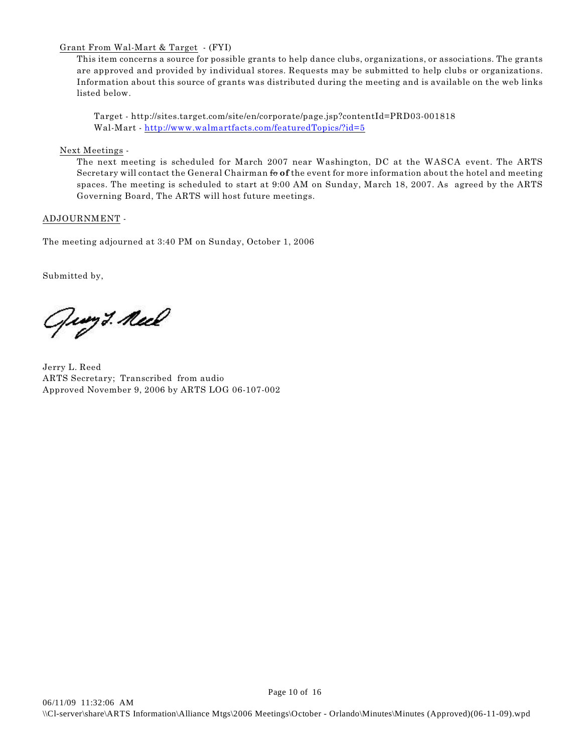Grant From Wal-Mart & Target - (FYI)

This item concerns a source for possible grants to help dance clubs, organizations, or associations. The grants are approved and provided by individual stores. Requests may be submitted to help clubs or organizations. Information about this source of grants was distributed during the meeting and is available on the web links listed below.

Target - http://sites.target.com/site/en/corporate/page.jsp?contentId=PRD03-001818
Wal-Mart - http://www.walmartfacts.com/featuredTopics/?id=5

Next Meetings -

The next meeting is scheduled for March 2007 near Washington, DC at the WASCA event. The ARTS Secretary will contact the General Chairman ~~fo~~ **of** the event for more information about the hotel and meeting spaces. The meeting is scheduled to start at 9:00 AM on Sunday, March 18, 2007. As agreed by the ARTS Governing Board, The ARTS will host future meetings.

ADJOURNMENT -

The meeting adjourned at 3:40 PM on Sunday, October 1, 2006

Submitted by,

Jerry L. Reed
ARTS Secretary; Transcribed from audio
Approved November 9, 2006 by ARTS LOG 06-107-002

06/11/09 11:32:06 AM
\\Cl-server\share\ARTS Information\Alliance Mtgs\2006 Meetings\October - Orlando\Minutes\Minutes (Approved)(06-11-09).wpd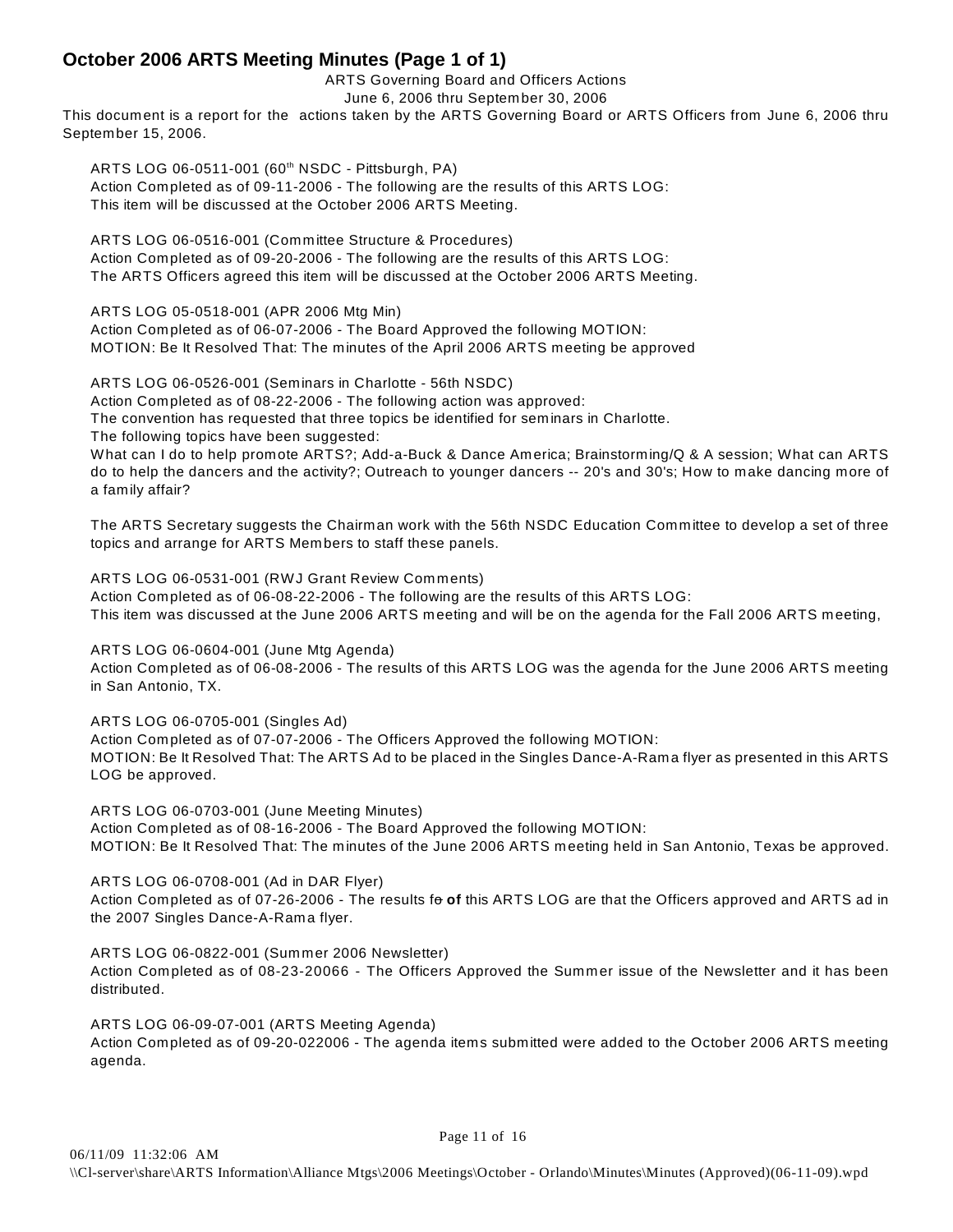# October 2006 ARTS Meeting Minutes (Page 1 of 1)

ARTS Governing Board and Officers Actions
June 6, 2006 thru September 30, 2006

This document is a report for the actions taken by the ARTS Governing Board or ARTS Officers from June 6, 2006 thru September 15, 2006.

ARTS LOG 06-0511-001 (60th NSDC - Pittsburgh, PA)
Action Completed as of 09-11-2006 - The following are the results of this ARTS LOG:
This item will be discussed at the October 2006 ARTS Meeting.

ARTS LOG 06-0516-001 (Committee Structure & Procedures)
Action Completed as of 09-20-2006 - The following are the results of this ARTS LOG:
The ARTS Officers agreed this item will be discussed at the October 2006 ARTS Meeting.

ARTS LOG 05-0518-001 (APR 2006 Mtg Min)
Action Completed as of 06-07-2006 - The Board Approved the following MOTION:
MOTION: Be It Resolved That: The minutes of the April 2006 ARTS meeting be approved

ARTS LOG 06-0526-001 (Seminars in Charlotte - 56th NSDC)
Action Completed as of 08-22-2006 - The following action was approved:
The convention has requested that three topics be identified for seminars in Charlotte.
The following topics have been suggested:
What can I do to help promote ARTS?; Add-a-Buck & Dance America; Brainstorming/Q & A session; What can ARTS do to help the dancers and the activity?; Outreach to younger dancers -- 20's and 30's; How to make dancing more of a family affair?

The ARTS Secretary suggests the Chairman work with the 56th NSDC Education Committee to develop a set of three topics and arrange for ARTS Members to staff these panels.

ARTS LOG 06-0531-001 (RWJ Grant Review Comments)
Action Completed as of 06-08-22-2006 - The following are the results of this ARTS LOG:
This item was discussed at the June 2006 ARTS meeting and will be on the agenda for the Fall 2006 ARTS meeting,

ARTS LOG 06-0604-001 (June Mtg Agenda)
Action Completed as of 06-08-2006 - The results of this ARTS LOG was the agenda for the June 2006 ARTS meeting in San Antonio, TX.

ARTS LOG 06-0705-001 (Singles Ad)
Action Completed as of 07-07-2006 - The Officers Approved the following MOTION:
MOTION: Be It Resolved That: The ARTS Ad to be placed in the Singles Dance-A-Rama flyer as presented in this ARTS LOG be approved.

ARTS LOG 06-0703-001 (June Meeting Minutes)
Action Completed as of 08-16-2006 - The Board Approved the following MOTION:
MOTION: Be It Resolved That: The minutes of the June 2006 ARTS meeting held in San Antonio, Texas be approved.

ARTS LOG 06-0708-001 (Ad in DAR Flyer)
Action Completed as of 07-26-2006 - The results ~~fo~~ **of** this ARTS LOG are that the Officers approved and ARTS ad in the 2007 Singles Dance-A-Rama flyer.

ARTS LOG 06-0822-001 (Summer 2006 Newsletter)
Action Completed as of 08-23-20066 - The Officers Approved the Summer issue of the Newsletter and it has been distributed.

ARTS LOG 06-09-07-001 (ARTS Meeting Agenda)
Action Completed as of 09-20-022006 - The agenda items submitted were added to the October 2006 ARTS meeting agenda.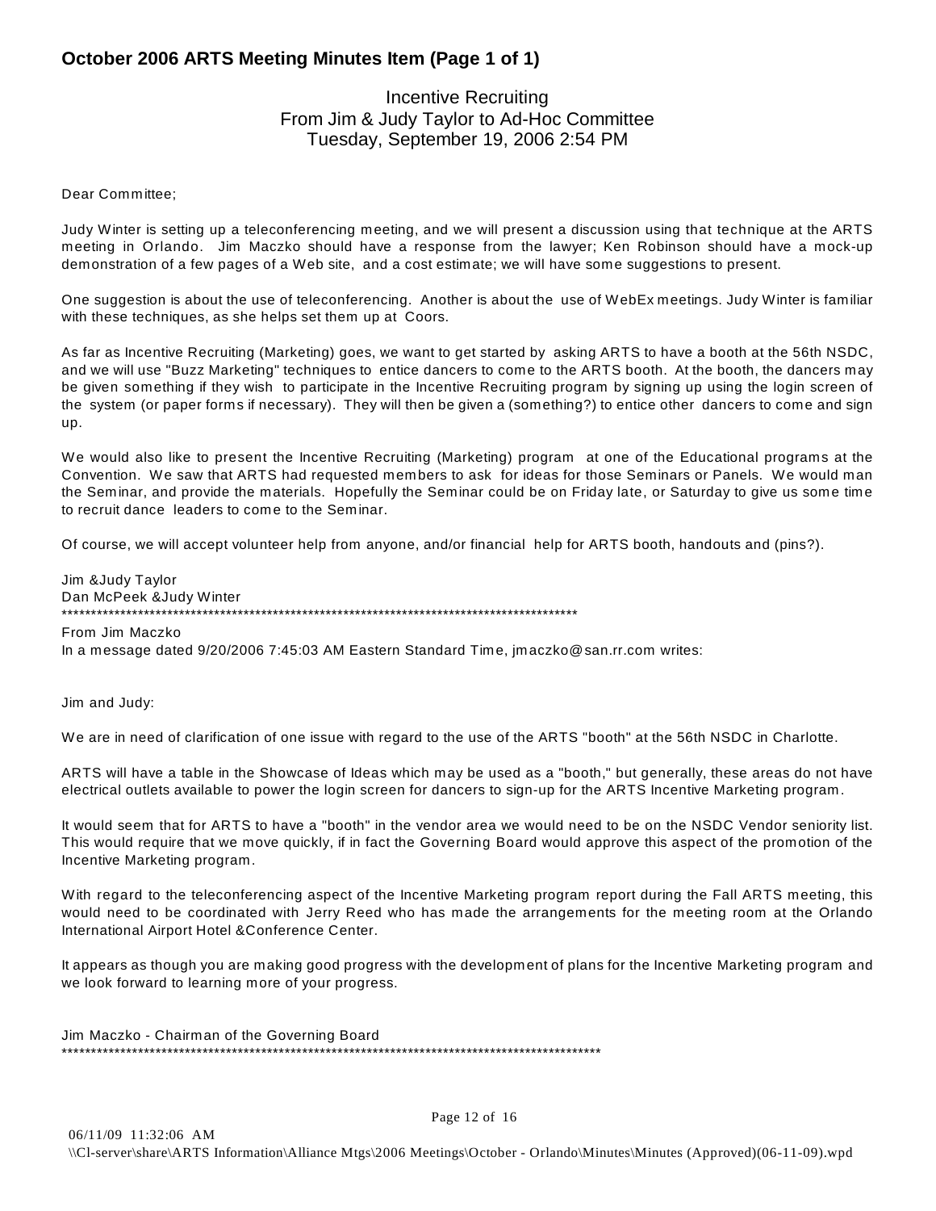# October 2006 ARTS Meeting Minutes Item (Page 1 of 1)

Incentive Recruiting
From Jim & Judy Taylor to Ad-Hoc Committee
Tuesday, September 19, 2006 2:54 PM

Dear Committee;

Judy Winter is setting up a teleconferencing meeting, and we will present a discussion using that technique at the ARTS meeting in Orlando. Jim Maczko should have a response from the lawyer; Ken Robinson should have a mock-up demonstration of a few pages of a Web site, and a cost estimate; we will have some suggestions to present.

One suggestion is about the use of teleconferencing. Another is about the use of WebEx meetings. Judy Winter is familiar with these techniques, as she helps set them up at Coors.

As far as Incentive Recruiting (Marketing) goes, we want to get started by asking ARTS to have a booth at the 56th NSDC, and we will use "Buzz Marketing" techniques to entice dancers to come to the ARTS booth. At the booth, the dancers may be given something if they wish to participate in the Incentive Recruiting program by signing up using the login screen of the system (or paper forms if necessary). They will then be given a (something?) to entice other dancers to come and sign up.

We would also like to present the Incentive Recruiting (Marketing) program at one of the Educational programs at the Convention. We saw that ARTS had requested members to ask for ideas for those Seminars or Panels. We would man the Seminar, and provide the materials. Hopefully the Seminar could be on Friday late, or Saturday to give us some time to recruit dance leaders to come to the Seminar.

Of course, we will accept volunteer help from anyone, and/or financial help for ARTS booth, handouts and (pins?).

Jim &Judy Taylor
Dan McPeek &Judy Winter
******************************************************************************************

From Jim Maczko
In a message dated 9/20/2006 7:45:03 AM Eastern Standard Time, jmaczko@san.rr.com writes:

Jim and Judy:

We are in need of clarification of one issue with regard to the use of the ARTS "booth" at the 56th NSDC in Charlotte.

ARTS will have a table in the Showcase of Ideas which may be used as a "booth," but generally, these areas do not have electrical outlets available to power the login screen for dancers to sign-up for the ARTS Incentive Marketing program.

It would seem that for ARTS to have a "booth" in the vendor area we would need to be on the NSDC Vendor seniority list. This would require that we move quickly, if in fact the Governing Board would approve this aspect of the promotion of the Incentive Marketing program.

With regard to the teleconferencing aspect of the Incentive Marketing program report during the Fall ARTS meeting, this would need to be coordinated with Jerry Reed who has made the arrangements for the meeting room at the Orlando International Airport Hotel &Conference Center.

It appears as though you are making good progress with the development of plans for the Incentive Marketing program and we look forward to learning more of your progress.

Jim Maczko - Chairman of the Governing Board
************************************************************************************************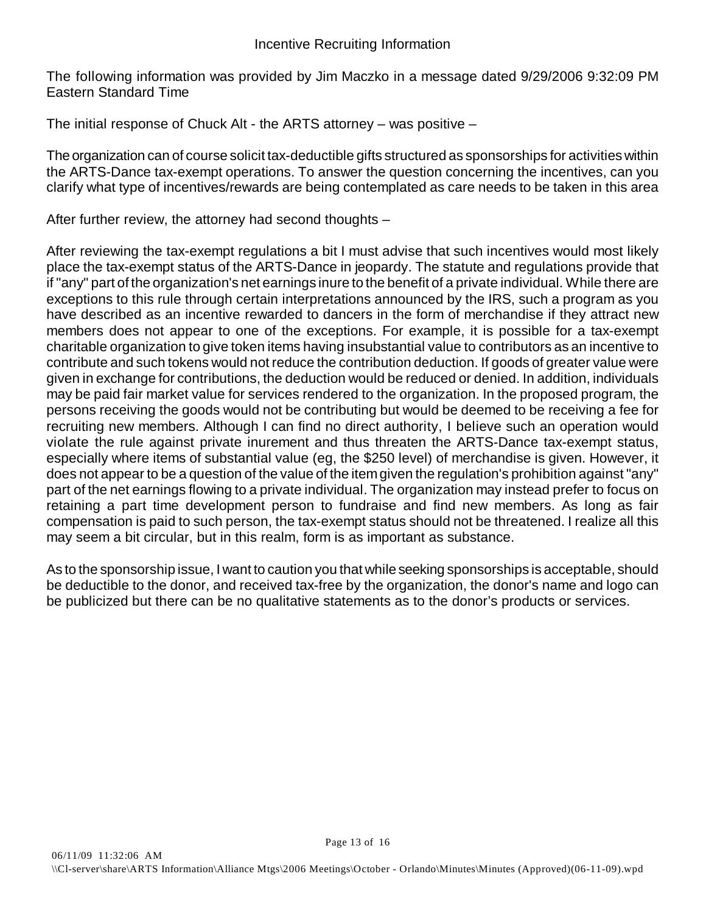# Incentive Recruiting Information

The following information was provided by Jim Maczko in a message dated 9/29/2006 9:32:09 PM Eastern Standard Time

The initial response of Chuck Alt - the ARTS attorney – was positive –

The organization can of course solicit tax-deductible gifts structured as sponsorships for activities within the ARTS-Dance tax-exempt operations. To answer the question concerning the incentives, can you clarify what type of incentives/rewards are being contemplated as care needs to be taken in this area

After further review, the attorney had second thoughts –

After reviewing the tax-exempt regulations a bit I must advise that such incentives would most likely place the tax-exempt status of the ARTS-Dance in jeopardy. The statute and regulations provide that if "any" part of the organization's net earnings inure to the benefit of a private individual. While there are exceptions to this rule through certain interpretations announced by the IRS, such a program as you have described as an incentive rewarded to dancers in the form of merchandise if they attract new members does not appear to one of the exceptions. For example, it is possible for a tax-exempt charitable organization to give token items having insubstantial value to contributors as an incentive to contribute and such tokens would not reduce the contribution deduction. If goods of greater value were given in exchange for contributions, the deduction would be reduced or denied. In addition, individuals may be paid fair market value for services rendered to the organization. In the proposed program, the persons receiving the goods would not be contributing but would be deemed to be receiving a fee for recruiting new members. Although I can find no direct authority, I believe such an operation would violate the rule against private inurement and thus threaten the ARTS-Dance tax-exempt status, especially where items of substantial value (eg, the $250 level) of merchandise is given. However, it does not appear to be a question of the value of the item given the regulation's prohibition against "any" part of the net earnings flowing to a private individual. The organization may instead prefer to focus on retaining a part time development person to fundraise and find new members. As long as fair compensation is paid to such person, the tax-exempt status should not be threatened. I realize all this may seem a bit circular, but in this realm, form is as important as substance.

As to the sponsorship issue, I want to caution you that while seeking sponsorships is acceptable, should be deductible to the donor, and received tax-free by the organization, the donor's name and logo can be publicized but there can be no qualitative statements as to the donor's products or services.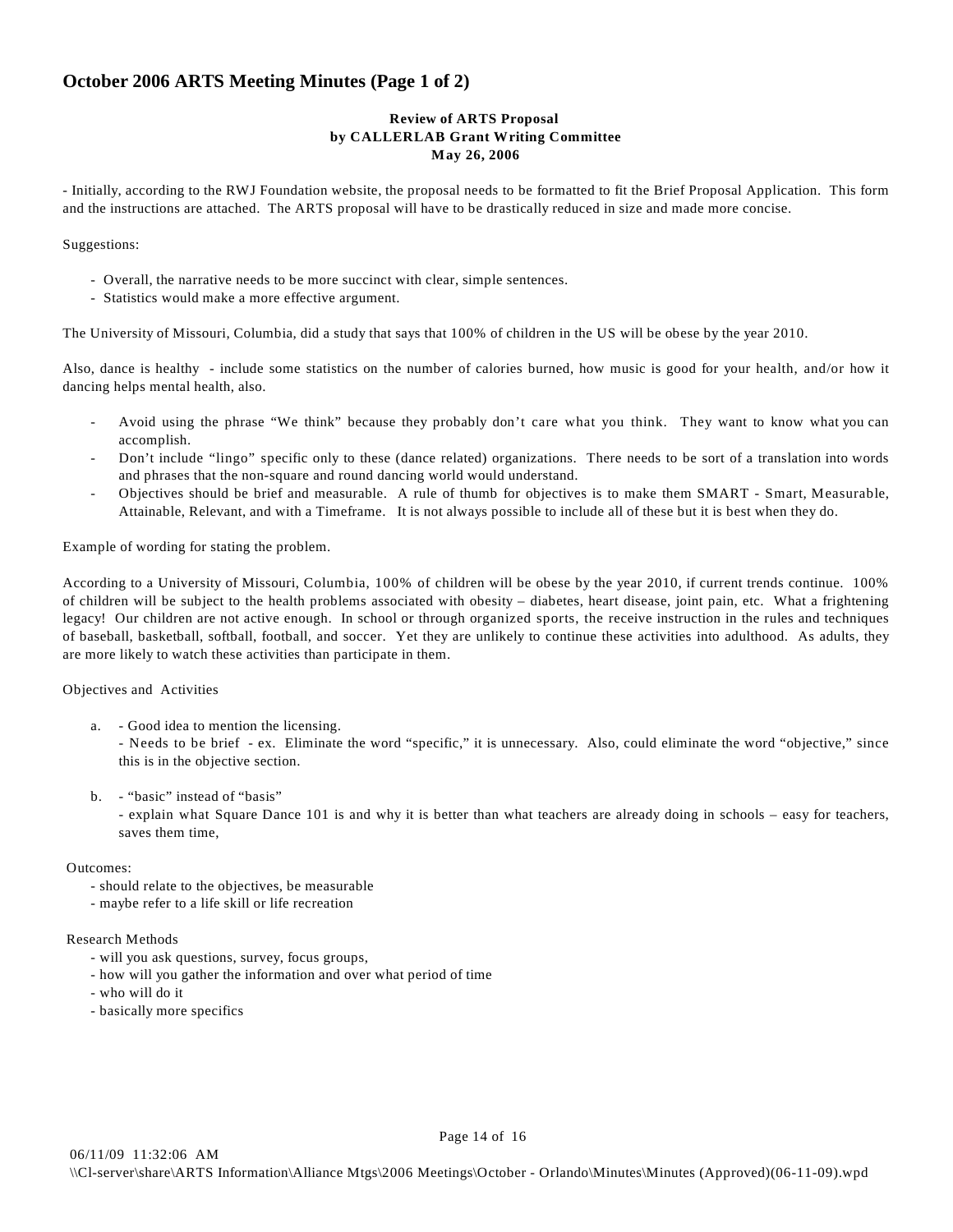# October 2006 ARTS Meeting Minutes (Page 1 of 2)

**Review of ARTS Proposal**
**by CALLERLAB Grant Writing Committee**
**May 26, 2006**

- Initially, according to the RWJ Foundation website, the proposal needs to be formatted to fit the Brief Proposal Application. This form and the instructions are attached. The ARTS proposal will have to be drastically reduced in size and made more concise.

Suggestions:

- Overall, the narrative needs to be more succinct with clear, simple sentences.
- Statistics would make a more effective argument.

The University of Missouri, Columbia, did a study that says that 100% of children in the US will be obese by the year 2010.

Also, dance is healthy - include some statistics on the number of calories burned, how music is good for your health, and/or how it dancing helps mental health, also.

- Avoid using the phrase "We think" because they probably don't care what you think. They want to know what you can accomplish.
- Don't include "lingo" specific only to these (dance related) organizations. There needs to be sort of a translation into words and phrases that the non-square and round dancing world would understand.
- Objectives should be brief and measurable. A rule of thumb for objectives is to make them SMART - Smart, Measurable, Attainable, Relevant, and with a Timeframe. It is not always possible to include all of these but it is best when they do.

Example of wording for stating the problem.

According to a University of Missouri, Columbia, 100% of children will be obese by the year 2010, if current trends continue. 100% of children will be subject to the health problems associated with obesity – diabetes, heart disease, joint pain, etc. What a frightening legacy! Our children are not active enough. In school or through organized sports, the receive instruction in the rules and techniques of baseball, basketball, softball, football, and soccer. Yet they are unlikely to continue these activities into adulthood. As adults, they are more likely to watch these activities than participate in them.

Objectives and Activities

a. - Good idea to mention the licensing.
   - Needs to be brief - ex. Eliminate the word "specific," it is unnecessary. Also, could eliminate the word "objective," since this is in the objective section.

b. - "basic" instead of "basis"
   - explain what Square Dance 101 is and why it is better than what teachers are already doing in schools – easy for teachers, saves them time,

Outcomes:
- should relate to the objectives, be measurable
- maybe refer to a life skill or life recreation

Research Methods
- will you ask questions, survey, focus groups,
- how will you gather the information and over what period of time
- who will do it
- basically more specifics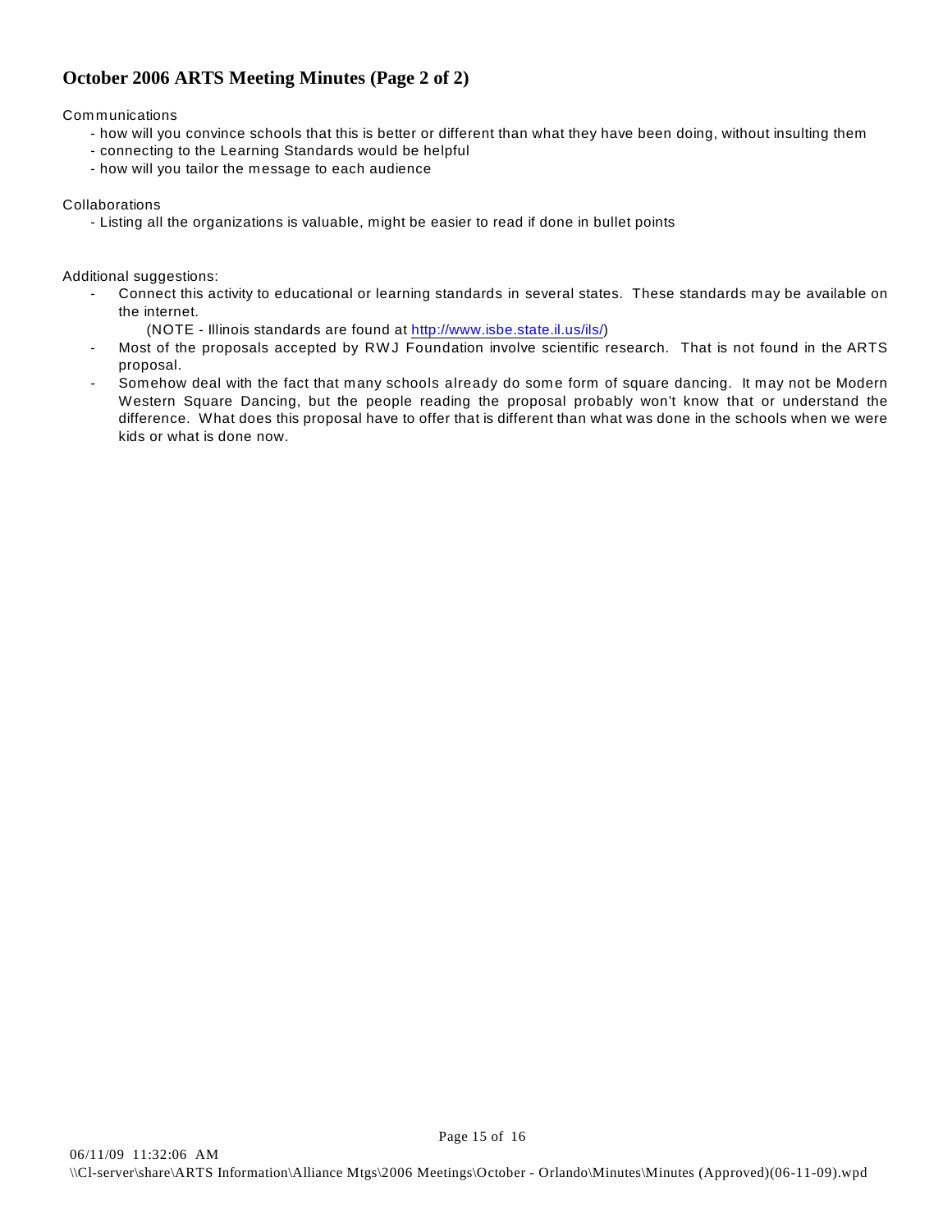## October 2006 ARTS Meeting Minutes (Page 2 of 2)

Communications

- how will you convince schools that this is better or different than what they have been doing, without insulting them
- connecting to the Learning Standards would be helpful
- how will you tailor the message to each audience

Collaborations

- Listing all the organizations is valuable, might be easier to read if done in bullet points

Additional suggestions:

- Connect this activity to educational or learning standards in several states. These standards may be available on the internet.
  (NOTE - Illinois standards are found at http://www.isbe.state.il.us/ils/)
- Most of the proposals accepted by RWJ Foundation involve scientific research. That is not found in the ARTS proposal.
- Somehow deal with the fact that many schools already do some form of square dancing. It may not be Modern Western Square Dancing, but the people reading the proposal probably won't know that or understand the difference. What does this proposal have to offer that is different than what was done in the schools when we were kids or what is done now.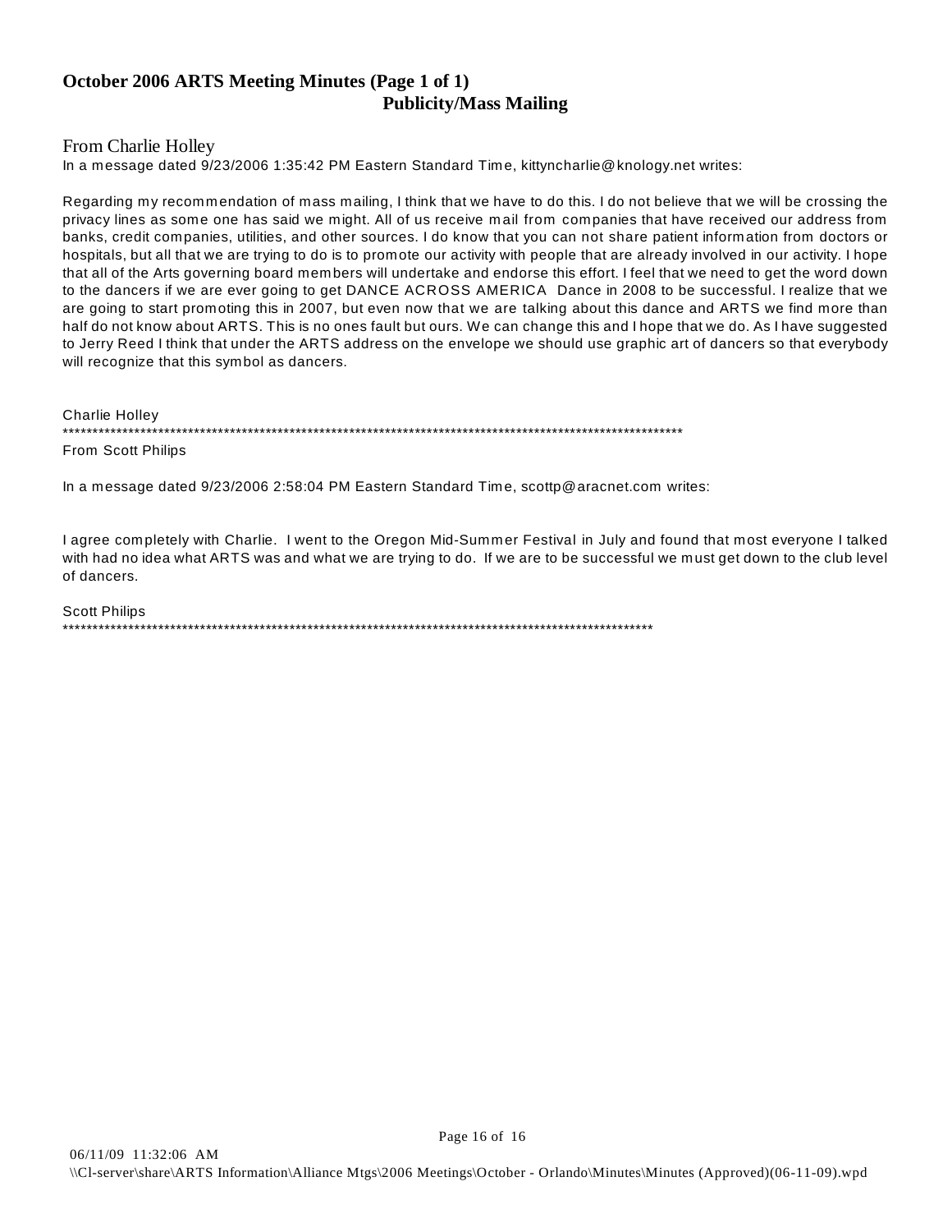# October 2006 ARTS Meeting Minutes (Page 1 of 1)

## Publicity/Mass Mailing

From Charlie Holley

In a message dated 9/23/2006 1:35:42 PM Eastern Standard Time, kittyncharlie@knology.net writes:

Regarding my recommendation of mass mailing, I think that we have to do this. I do not believe that we will be crossing the privacy lines as some one has said we might. All of us receive mail from companies that have received our address from banks, credit companies, utilities, and other sources. I do know that you can not share patient information from doctors or hospitals, but all that we are trying to do is to promote our activity with people that are already involved in our activity. I hope that all of the Arts governing board members will undertake and endorse this effort. I feel that we need to get the word down to the dancers if we are ever going to get DANCE ACROSS AMERICA Dance in 2008 to be successful. I realize that we are going to start promoting this in 2007, but even now that we are talking about this dance and ARTS we find more than half do not know about ARTS. This is no ones fault but ours. We can change this and I hope that we do. As I have suggested to Jerry Reed I think that under the ARTS address on the envelope we should use graphic art of dancers so that everybody will recognize that this symbol as dancers.

Charlie Holley

************************************************************************************************************

From Scott Philips

In a message dated 9/23/2006 2:58:04 PM Eastern Standard Time, scottp@aracnet.com writes:

I agree completely with Charlie. I went to the Oregon Mid-Summer Festival in July and found that most everyone I talked with had no idea what ARTS was and what we are trying to do. If we are to be successful we must get down to the club level of dancers.

Scott Philips

************************************************************************************************************

06/11/09 11:32:06 AM

\\Cl-server\share\ARTS Information\Alliance Mtgs\2006 Meetings\October - Orlando\Minutes\Minutes (Approved)(06-11-09).wpd